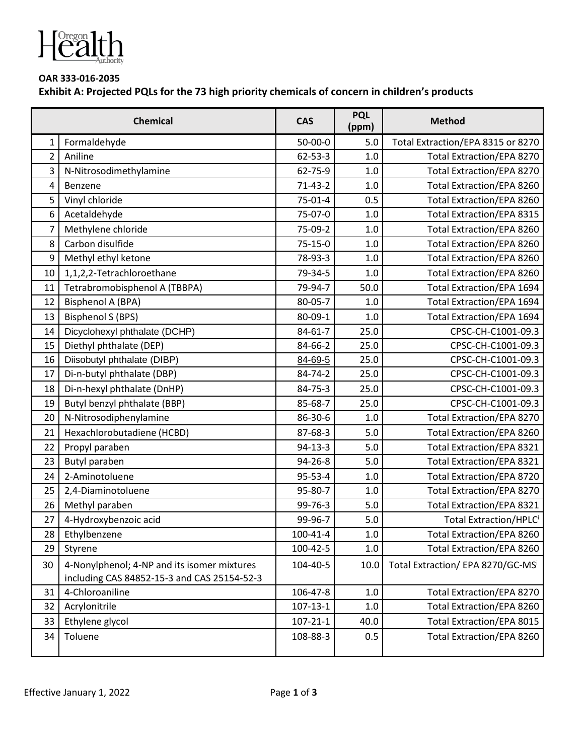Oregon Health Authority

**OAR 333-016-2035**

**Exhibit A: Projected PQLs for the 73 high priority chemicals of concern in children's products**

| | Chemical | CAS | PQL (ppm) | Method |
|---|---|---|---|---|
| 1 | Formaldehyde | 50-00-0 | 5.0 | Total Extraction/EPA 8315 or 8270 |
| 2 | Aniline | 62-53-3 | 1.0 | Total Extraction/EPA 8270 |
| 3 | N-Nitrosodimethylamine | 62-75-9 | 1.0 | Total Extraction/EPA 8270 |
| 4 | Benzene | 71-43-2 | 1.0 | Total Extraction/EPA 8260 |
| 5 | Vinyl chloride | 75-01-4 | 0.5 | Total Extraction/EPA 8260 |
| 6 | Acetaldehyde | 75-07-0 | 1.0 | Total Extraction/EPA 8315 |
| 7 | Methylene chloride | 75-09-2 | 1.0 | Total Extraction/EPA 8260 |
| 8 | Carbon disulfide | 75-15-0 | 1.0 | Total Extraction/EPA 8260 |
| 9 | Methyl ethyl ketone | 78-93-3 | 1.0 | Total Extraction/EPA 8260 |
| 10 | 1,1,2,2-Tetrachloroethane | 79-34-5 | 1.0 | Total Extraction/EPA 8260 |
| 11 | Tetrabromobisphenol A (TBBPA) | 79-94-7 | 50.0 | Total Extraction/EPA 1694 |
| 12 | Bisphenol A (BPA) | 80-05-7 | 1.0 | Total Extraction/EPA 1694 |
| 13 | Bisphenol S (BPS) | 80-09-1 | 1.0 | Total Extraction/EPA 1694 |
| 14 | Dicyclohexyl phthalate (DCHP) | 84-61-7 | 25.0 | CPSC-CH-C1001-09.3 |
| 15 | Diethyl phthalate (DEP) | 84-66-2 | 25.0 | CPSC-CH-C1001-09.3 |
| 16 | Diisobutyl phthalate (DIBP) | 84-69-5 | 25.0 | CPSC-CH-C1001-09.3 |
| 17 | Di-n-butyl phthalate (DBP) | 84-74-2 | 25.0 | CPSC-CH-C1001-09.3 |
| 18 | Di-n-hexyl phthalate (DnHP) | 84-75-3 | 25.0 | CPSC-CH-C1001-09.3 |
| 19 | Butyl benzyl phthalate (BBP) | 85-68-7 | 25.0 | CPSC-CH-C1001-09.3 |
| 20 | N-Nitrosodiphenylamine | 86-30-6 | 1.0 | Total Extraction/EPA 8270 |
| 21 | Hexachlorobutadiene (HCBD) | 87-68-3 | 5.0 | Total Extraction/EPA 8260 |
| 22 | Propyl paraben | 94-13-3 | 5.0 | Total Extraction/EPA 8321 |
| 23 | Butyl paraben | 94-26-8 | 5.0 | Total Extraction/EPA 8321 |
| 24 | 2-Aminotoluene | 95-53-4 | 1.0 | Total Extraction/EPA 8720 |
| 25 | 2,4-Diaminotoluene | 95-80-7 | 1.0 | Total Extraction/EPA 8270 |
| 26 | Methyl paraben | 99-76-3 | 5.0 | Total Extraction/EPA 8321 |
| 27 | 4-Hydroxybenzoic acid | 99-96-7 | 5.0 | Total Extraction/HPLC[i] |
| 28 | Ethylbenzene | 100-41-4 | 1.0 | Total Extraction/EPA 8260 |
| 29 | Styrene | 100-42-5 | 1.0 | Total Extraction/EPA 8260 |
| 30 | 4-Nonylphenol; 4-NP and its isomer mixtures including CAS 84852-15-3 and CAS 25154-52-3 | 104-40-5 | 10.0 | Total Extraction/ EPA 8270/GC-MS[i] |
| 31 | 4-Chloroaniline | 106-47-8 | 1.0 | Total Extraction/EPA 8270 |
| 32 | Acrylonitrile | 107-13-1 | 1.0 | Total Extraction/EPA 8260 |
| 33 | Ethylene glycol | 107-21-1 | 40.0 | Total Extraction/EPA 8015 |
| 34 | Toluene | 108-88-3 | 0.5 | Total Extraction/EPA 8260 |

Effective January 1, 2022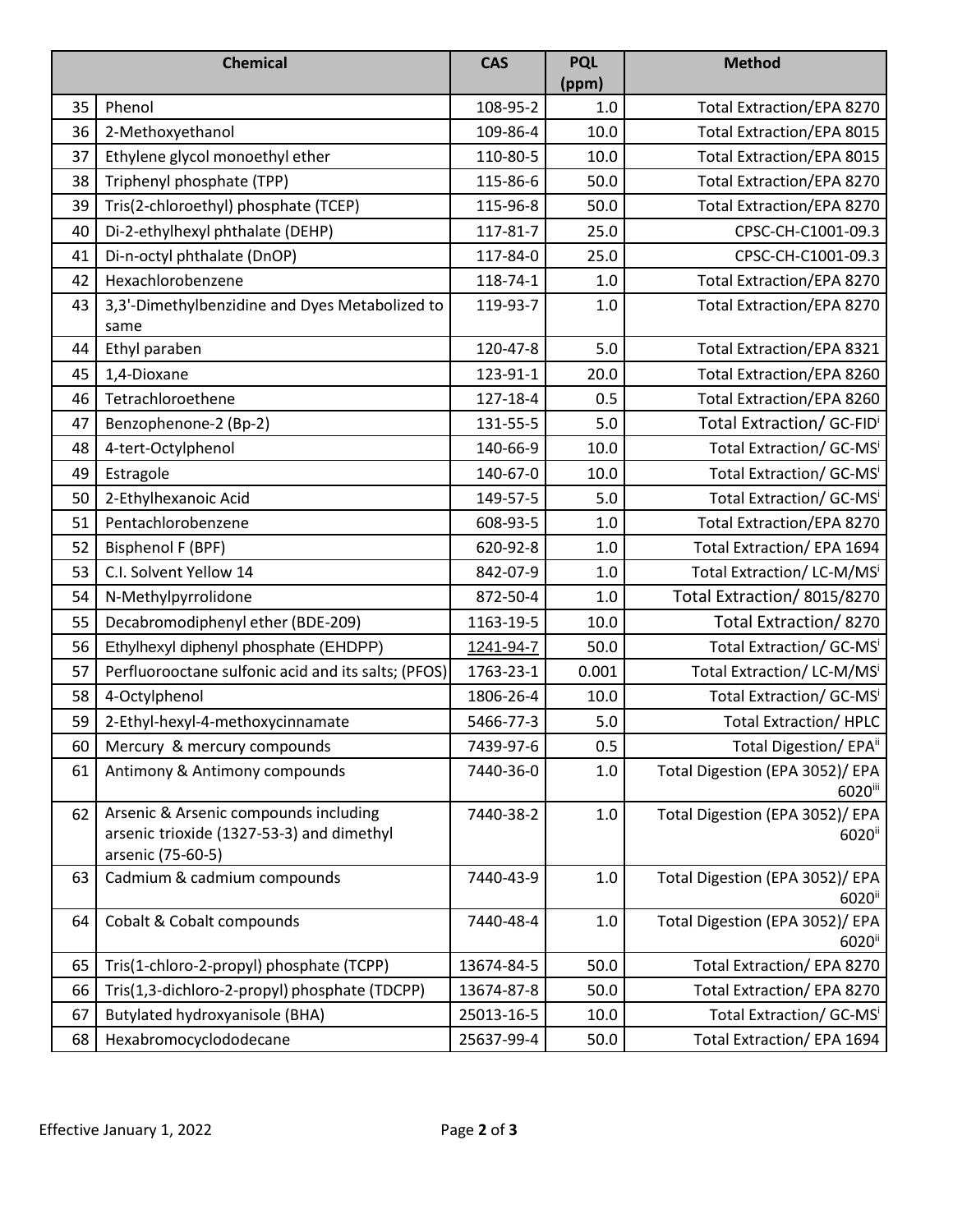| | Chemical | CAS | PQL (ppm) | Method |
|---|---|---|---|---|
| 35 | Phenol | 108-95-2 | 1.0 | Total Extraction/EPA 8270 |
| 36 | 2-Methoxyethanol | 109-86-4 | 10.0 | Total Extraction/EPA 8015 |
| 37 | Ethylene glycol monoethyl ether | 110-80-5 | 10.0 | Total Extraction/EPA 8015 |
| 38 | Triphenyl phosphate (TPP) | 115-86-6 | 50.0 | Total Extraction/EPA 8270 |
| 39 | Tris(2-chloroethyl) phosphate (TCEP) | 115-96-8 | 50.0 | Total Extraction/EPA 8270 |
| 40 | Di-2-ethylhexyl phthalate (DEHP) | 117-81-7 | 25.0 | CPSC-CH-C1001-09.3 |
| 41 | Di-n-octyl phthalate (DnOP) | 117-84-0 | 25.0 | CPSC-CH-C1001-09.3 |
| 42 | Hexachlorobenzene | 118-74-1 | 1.0 | Total Extraction/EPA 8270 |
| 43 | 3,3'-Dimethylbenzidine and Dyes Metabolized to same | 119-93-7 | 1.0 | Total Extraction/EPA 8270 |
| 44 | Ethyl paraben | 120-47-8 | 5.0 | Total Extraction/EPA 8321 |
| 45 | 1,4-Dioxane | 123-91-1 | 20.0 | Total Extraction/EPA 8260 |
| 46 | Tetrachloroethene | 127-18-4 | 0.5 | Total Extraction/EPA 8260 |
| 47 | Benzophenone-2 (Bp-2) | 131-55-5 | 5.0 | Total Extraction/ GC-FID[i] |
| 48 | 4-tert-Octylphenol | 140-66-9 | 10.0 | Total Extraction/ GC-MS[i] |
| 49 | Estragole | 140-67-0 | 10.0 | Total Extraction/ GC-MS[i] |
| 50 | 2-Ethylhexanoic Acid | 149-57-5 | 5.0 | Total Extraction/ GC-MS[i] |
| 51 | Pentachlorobenzene | 608-93-5 | 1.0 | Total Extraction/EPA 8270 |
| 52 | Bisphenol F (BPF) | 620-92-8 | 1.0 | Total Extraction/ EPA 1694 |
| 53 | C.I. Solvent Yellow 14 | 842-07-9 | 1.0 | Total Extraction/ LC-M/MS[i] |
| 54 | N-Methylpyrrolidone | 872-50-4 | 1.0 | Total Extraction/ 8015/8270 |
| 55 | Decabromodiphenyl ether (BDE-209) | 1163-19-5 | 10.0 | Total Extraction/ 8270 |
| 56 | Ethylhexyl diphenyl phosphate (EHDPP) | 1241-94-7 | 50.0 | Total Extraction/ GC-MS[i] |
| 57 | Perfluorooctane sulfonic acid and its salts; (PFOS) | 1763-23-1 | 0.001 | Total Extraction/ LC-M/MS[i] |
| 58 | 4-Octylphenol | 1806-26-4 | 10.0 | Total Extraction/ GC-MS[i] |
| 59 | 2-Ethyl-hexyl-4-methoxycinnamate | 5466-77-3 | 5.0 | Total Extraction/ HPLC |
| 60 | Mercury & mercury compounds | 7439-97-6 | 0.5 | Total Digestion/ EPA[ii] |
| 61 | Antimony & Antimony compounds | 7440-36-0 | 1.0 | Total Digestion (EPA 3052)/ EPA 6020[iii] |
| 62 | Arsenic & Arsenic compounds including arsenic trioxide (1327-53-3) and dimethyl arsenic (75-60-5) | 7440-38-2 | 1.0 | Total Digestion (EPA 3052)/ EPA 6020[ii] |
| 63 | Cadmium & cadmium compounds | 7440-43-9 | 1.0 | Total Digestion (EPA 3052)/ EPA 6020[ii] |
| 64 | Cobalt & Cobalt compounds | 7440-48-4 | 1.0 | Total Digestion (EPA 3052)/ EPA 6020[ii] |
| 65 | Tris(1-chloro-2-propyl) phosphate (TCPP) | 13674-84-5 | 50.0 | Total Extraction/ EPA 8270 |
| 66 | Tris(1,3-dichloro-2-propyl) phosphate (TDCPP) | 13674-87-8 | 50.0 | Total Extraction/ EPA 8270 |
| 67 | Butylated hydroxyanisole (BHA) | 25013-16-5 | 10.0 | Total Extraction/ GC-MS[i] |
| 68 | Hexabromocyclododecane | 25637-99-4 | 50.0 | Total Extraction/ EPA 1694 |

Effective January 1, 2022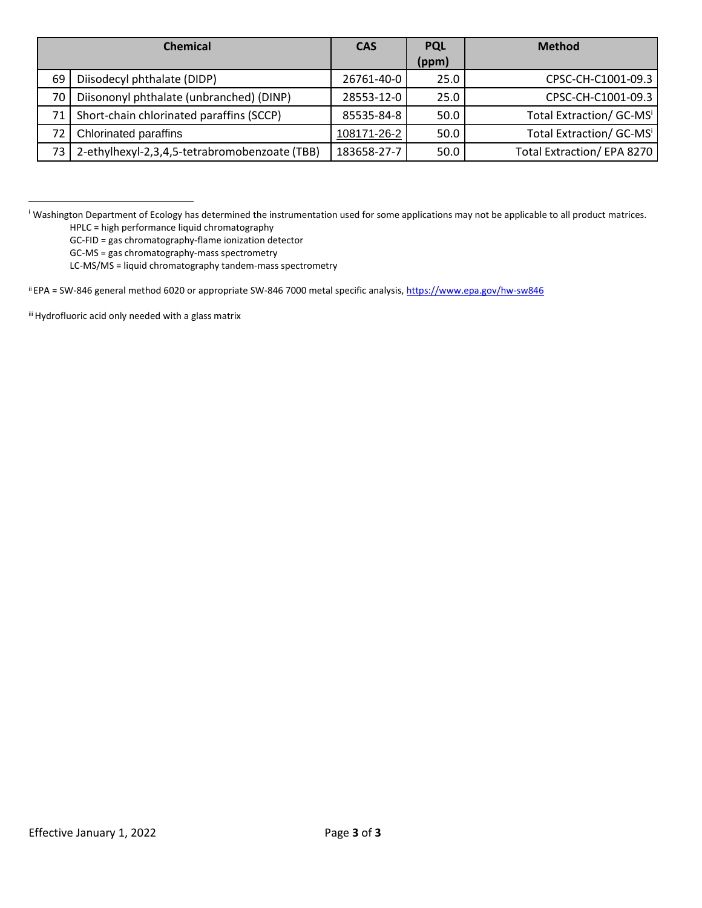| Chemical | | CAS | PQL (ppm) | Method |
|---|---|---|---|---|
| 69 | Diisodecyl phthalate (DIDP) | 26761-40-0 | 25.0 | CPSC-CH-C1001-09.3 |
| 70 | Diisononyl phthalate (unbranched) (DINP) | 28553-12-0 | 25.0 | CPSC-CH-C1001-09.3 |
| 71 | Short-chain chlorinated paraffins (SCCP) | 85535-84-8 | 50.0 | Total Extraction/ GC-MS[i] |
| 72 | Chlorinated paraffins | 108171-26-2 | 50.0 | Total Extraction/ GC-MS[i] |
| 73 | 2-ethylhexyl-2,3,4,5-tetrabromobenzoate (TBB) | 183658-27-7 | 50.0 | Total Extraction/ EPA 8270 |

---

[i] Washington Department of Ecology has determined the instrumentation used for some applications may not be applicable to all product matrices.

HPLC = high performance liquid chromatography

GC-FID = gas chromatography-flame ionization detector

GC-MS = gas chromatography-mass spectrometry

LC-MS/MS = liquid chromatography tandem-mass spectrometry

[ii] EPA = SW-846 general method 6020 or appropriate SW-846 7000 metal specific analysis, https://www.epa.gov/hw-sw846

[iii] Hydrofluoric acid only needed with a glass matrix

Effective January 1, 2022